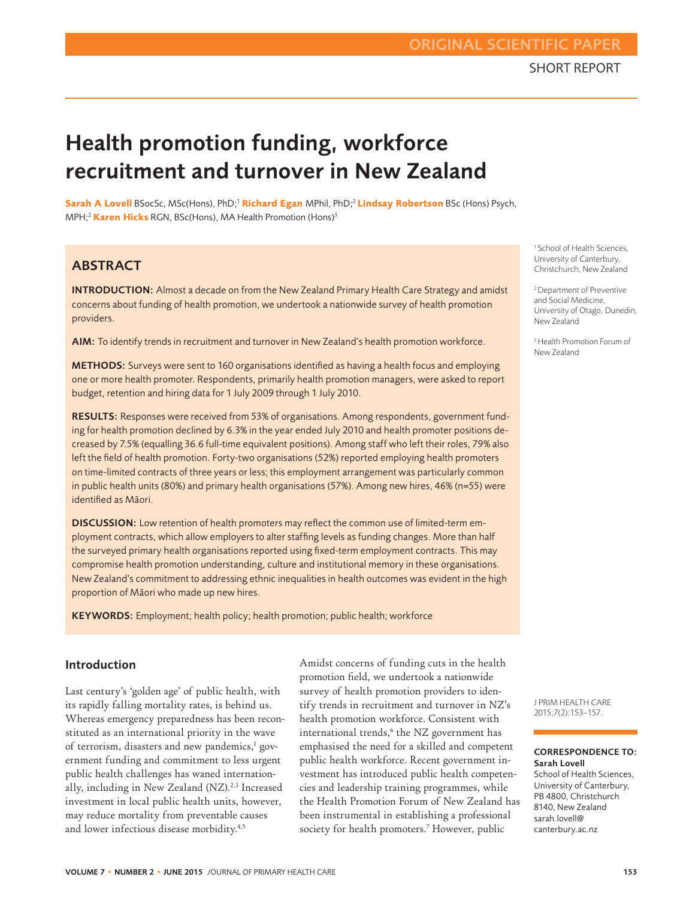ORIGINAL SCIENTIFIC PAPER

SHORT REPORT

# Health promotion funding, workforce recruitment and turnover in New Zealand

**Sarah A Lovell** BSocSc, MSc(Hons), PhD;[1] **Richard Egan** MPhil, PhD;[2] **Lindsay Robertson** BSc (Hons) Psych, MPH;[2] **Karen Hicks** RGN, BSc(Hons), MA Health Promotion (Hons)[3]

[1] School of Health Sciences, University of Canterbury, Christchurch, New Zealand

[2] Department of Preventive and Social Medicine, University of Otago, Dunedin, New Zealand

[3] Health Promotion Forum of New Zealand

## ABSTRACT

**INTRODUCTION:** Almost a decade on from the New Zealand Primary Health Care Strategy and amidst concerns about funding of health promotion, we undertook a nationwide survey of health promotion providers.

**AIM:** To identify trends in recruitment and turnover in New Zealand's health promotion workforce.

**METHODS:** Surveys were sent to 160 organisations identified as having a health focus and employing one or more health promoter. Respondents, primarily health promotion managers, were asked to report budget, retention and hiring data for 1 July 2009 through 1 July 2010.

**RESULTS:** Responses were received from 53% of organisations. Among respondents, government funding for health promotion declined by 6.3% in the year ended July 2010 and health promoter positions decreased by 7.5% (equalling 36.6 full-time equivalent positions). Among staff who left their roles, 79% also left the field of health promotion. Forty-two organisations (52%) reported employing health promoters on time-limited contracts of three years or less; this employment arrangement was particularly common in public health units (80%) and primary health organisations (57%). Among new hires, 46% (n=55) were identified as Māori.

**DISCUSSION:** Low retention of health promoters may reflect the common use of limited-term employment contracts, which allow employers to alter staffing levels as funding changes. More than half the surveyed primary health organisations reported using fixed-term employment contracts. This may compromise health promotion understanding, culture and institutional memory in these organisations. New Zealand's commitment to addressing ethnic inequalities in health outcomes was evident in the high proportion of Māori who made up new hires.

**KEYWORDS:** Employment; health policy; health promotion; public health; workforce

J PRIM HEALTH CARE 2015;7(2):153–157.

**CORRESPONDENCE TO:**
**Sarah Lovell**
School of Health Sciences, University of Canterbury, PB 4800, Christchurch 8140, New Zealand
sarah.lovell@canterbury.ac.nz

## Introduction

Last century's 'golden age' of public health, with its rapidly falling mortality rates, is behind us. Whereas emergency preparedness has been reconstituted as an international priority in the wave of terrorism, disasters and new pandemics,[1] government funding and commitment to less urgent public health challenges has waned internationally, including in New Zealand (NZ).[2,3] Increased investment in local public health units, however, may reduce mortality from preventable causes and lower infectious disease morbidity.[4,5]

Amidst concerns of funding cuts in the health promotion field, we undertook a nationwide survey of health promotion providers to identify trends in recruitment and turnover in NZ's health promotion workforce. Consistent with international trends,[6] the NZ government has emphasised the need for a skilled and competent public health workforce. Recent government investment has introduced public health competencies and leadership training programmes, while the Health Promotion Forum of New Zealand has been instrumental in establishing a professional society for health promoters.[7] However, public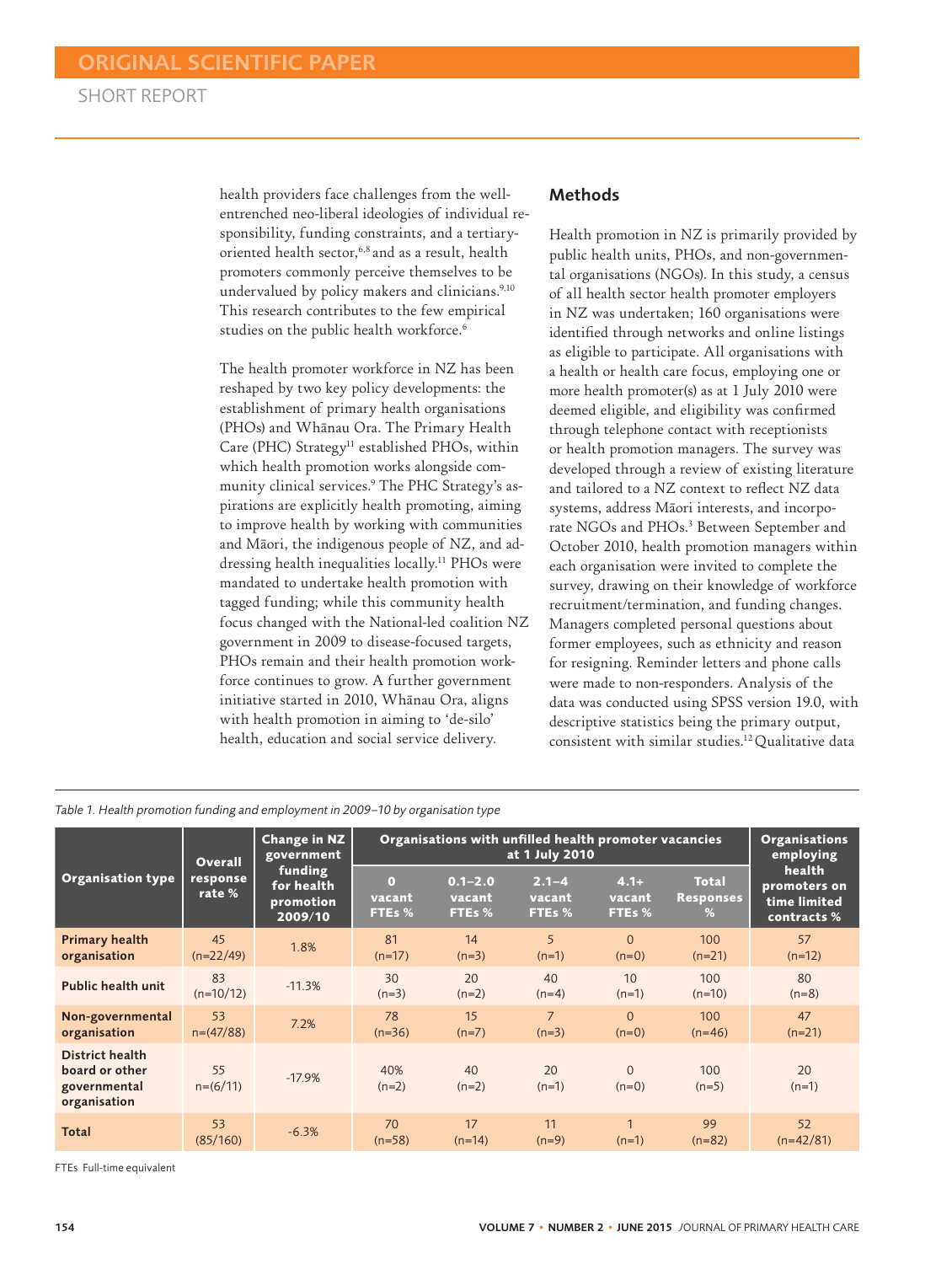health providers face challenges from the well-entrenched neo-liberal ideologies of individual responsibility, funding constraints, and a tertiary-oriented health sector,[6,8] and as a result, health promoters commonly perceive themselves to be undervalued by policy makers and clinicians.[9,10] This research contributes to the few empirical studies on the public health workforce.[6]

The health promoter workforce in NZ has been reshaped by two key policy developments: the establishment of primary health organisations (PHOs) and Whānau Ora. The Primary Health Care (PHC) Strategy[11] established PHOs, within which health promotion works alongside community clinical services.[9] The PHC Strategy's aspirations are explicitly health promoting, aiming to improve health by working with communities and Māori, the indigenous people of NZ, and addressing health inequalities locally.[11] PHOs were mandated to undertake health promotion with tagged funding; while this community health focus changed with the National-led coalition NZ government in 2009 to disease-focused targets, PHOs remain and their health promotion workforce continues to grow. A further government initiative started in 2010, Whānau Ora, aligns with health promotion in aiming to 'de-silo' health, education and social service delivery.

## Methods

Health promotion in NZ is primarily provided by public health units, PHOs, and non-governmental organisations (NGOs). In this study, a census of all health sector health promoter employers in NZ was undertaken; 160 organisations were identified through networks and online listings as eligible to participate. All organisations with a health or health care focus, employing one or more health promoter(s) as at 1 July 2010 were deemed eligible, and eligibility was confirmed through telephone contact with receptionists or health promotion managers. The survey was developed through a review of existing literature and tailored to a NZ context to reflect NZ data systems, address Māori interests, and incorporate NGOs and PHOs.[3] Between September and October 2010, health promotion managers within each organisation were invited to complete the survey, drawing on their knowledge of workforce recruitment/termination, and funding changes. Managers completed personal questions about former employees, such as ethnicity and reason for resigning. Reminder letters and phone calls were made to non-responders. Analysis of the data was conducted using SPSS version 19.0, with descriptive statistics being the primary output, consistent with similar studies.[12] Qualitative data

*Table 1. Health promotion funding and employment in 2009–10 by organisation type*

| Organisation type | Overall response rate % | Change in NZ government funding for health promotion 2009/10 | Organisations with unfilled health promoter vacancies at 1 July 2010 | | | | | Organisations employing health promoters on time limited contracts % |
|---|---|---|---|---|---|---|---|---|
| | | | 0 vacant FTEs % | 0.1–2.0 vacant FTEs % | 2.1–4 vacant FTEs % | 4.1+ vacant FTEs % | Total Responses % | |
| Primary health organisation | 45 (n=22/49) | 1.8% | 81 (n=17) | 14 (n=3) | 5 (n=1) | 0 (n=0) | 100 (n=21) | 57 (n=12) |
| Public health unit | 83 (n=10/12) | -11.3% | 30 (n=3) | 20 (n=2) | 40 (n=4) | 10 (n=1) | 100 (n=10) | 80 (n=8) |
| Non-governmental organisation | 53 n=(47/88) | 7.2% | 78 (n=36) | 15 (n=7) | 7 (n=3) | 0 (n=0) | 100 (n=46) | 47 (n=21) |
| District health board or other governmental organisation | 55 n=(6/11) | -17.9% | 40% (n=2) | 40 (n=2) | 20 (n=1) | 0 (n=0) | 100 (n=5) | 20 (n=1) |
| Total | 53 (85/160) | -6.3% | 70 (n=58) | 17 (n=14) | 11 (n=9) | 1 (n=1) | 99 (n=82) | 52 (n=42/81) |

FTEs Full-time equivalent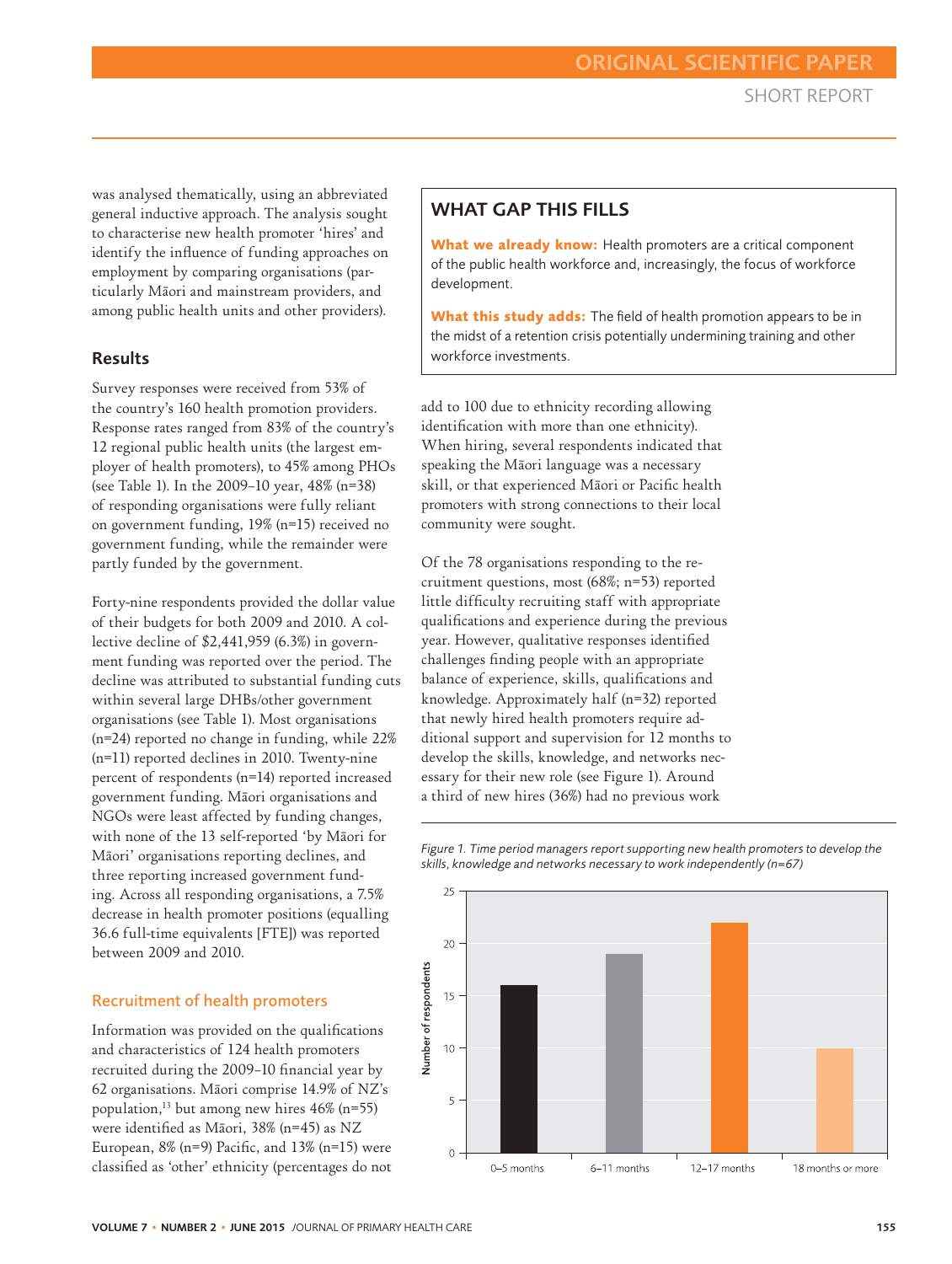was analysed thematically, using an abbreviated general inductive approach. The analysis sought to characterise new health promoter 'hires' and identify the influence of funding approaches on employment by comparing organisations (particularly Māori and mainstream providers, and among public health units and other providers).

## Results

Survey responses were received from 53% of the country's 160 health promotion providers. Response rates ranged from 83% of the country's 12 regional public health units (the largest employer of health promoters), to 45% among PHOs (see Table 1). In the 2009–10 year, 48% (n=38) of responding organisations were fully reliant on government funding, 19% (n=15) received no government funding, while the remainder were partly funded by the government.

Forty-nine respondents provided the dollar value of their budgets for both 2009 and 2010. A collective decline of $2,441,959 (6.3%) in government funding was reported over the period. The decline was attributed to substantial funding cuts within several large DHBs/other government organisations (see Table 1). Most organisations (n=24) reported no change in funding, while 22% (n=11) reported declines in 2010. Twenty-nine percent of respondents (n=14) reported increased government funding. Māori organisations and NGOs were least affected by funding changes, with none of the 13 self-reported 'by Māori for Māori' organisations reporting declines, and three reporting increased government funding. Across all responding organisations, a 7.5% decrease in health promoter positions (equalling 36.6 full-time equivalents [FTE]) was reported between 2009 and 2010.

### Recruitment of health promoters

Information was provided on the qualifications and characteristics of 124 health promoters recruited during the 2009–10 financial year by 62 organisations. Māori comprise 14.9% of NZ's population,[13] but among new hires 46% (n=55) were identified as Māori, 38% (n=45) as NZ European, 8% (n=9) Pacific, and 13% (n=15) were classified as 'other' ethnicity (percentages do not add to 100 due to ethnicity recording allowing identification with more than one ethnicity). When hiring, several respondents indicated that speaking the Māori language was a necessary skill, or that experienced Māori or Pacific health promoters with strong connections to their local community were sought.

Of the 78 organisations responding to the recruitment questions, most (68%; n=53) reported little difficulty recruiting staff with appropriate qualifications and experience during the previous year. However, qualitative responses identified challenges finding people with an appropriate balance of experience, skills, qualifications and knowledge. Approximately half (n=32) reported that newly hired health promoters require additional support and supervision for 12 months to develop the skills, knowledge, and networks necessary for their new role (see Figure 1). Around a third of new hires (36%) had no previous work

> **WHAT GAP THIS FILLS**
>
> **What we already know:** Health promoters are a critical component of the public health workforce and, increasingly, the focus of workforce development.
>
> **What this study adds:** The field of health promotion appears to be in the midst of a retention crisis potentially undermining training and other workforce investments.

*Figure 1. Time period managers report supporting new health promoters to develop the skills, knowledge and networks necessary to work independently (n=67)*

| Time period | Number of respondents |
|---|---|
| 0–5 months | 16 |
| 6–11 months | 19 |
| 12–17 months | 22 |
| 18 months or more | 10 |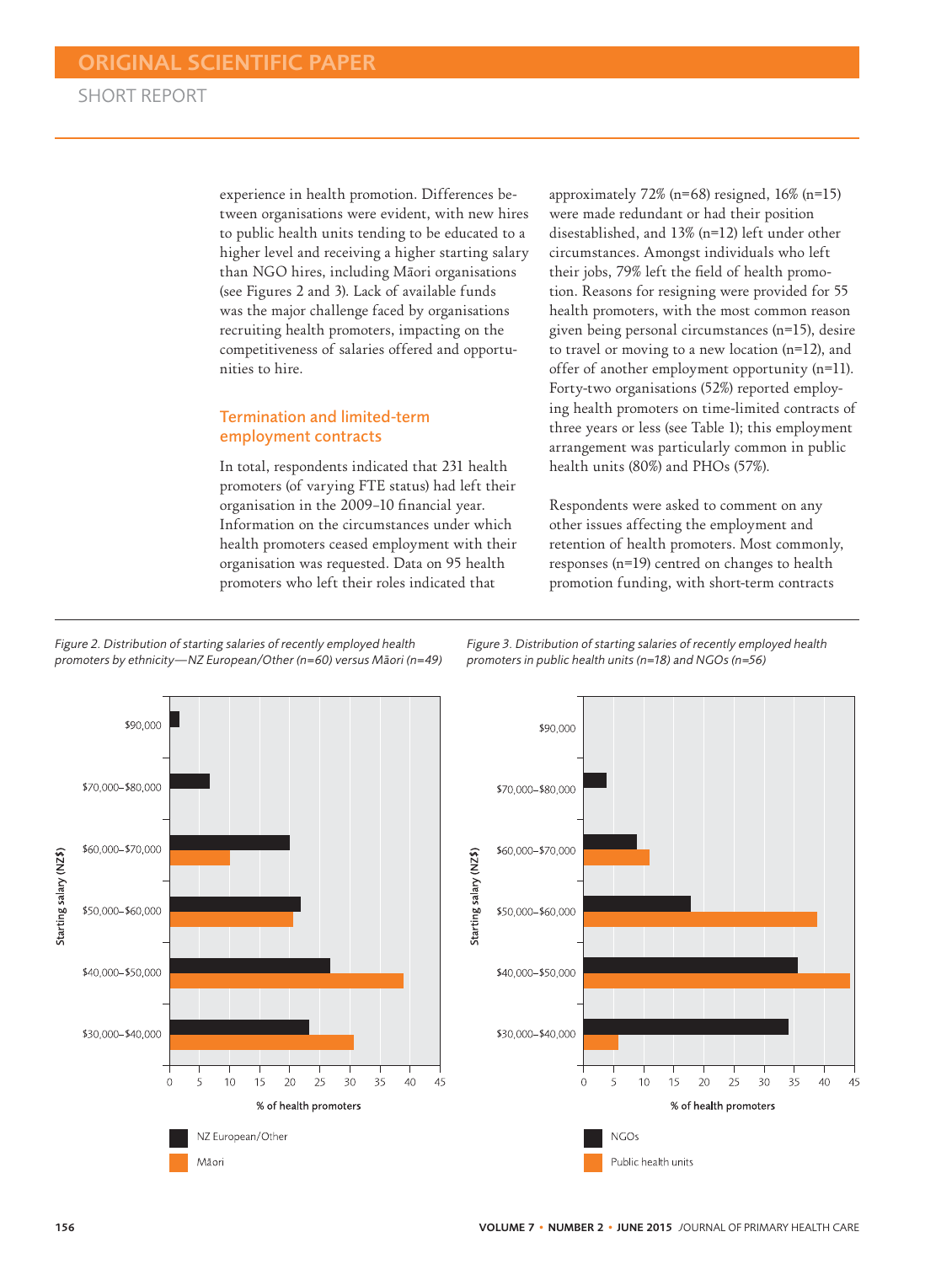experience in health promotion. Differences between organisations were evident, with new hires to public health units tending to be educated to a higher level and receiving a higher starting salary than NGO hires, including Māori organisations (see Figures 2 and 3). Lack of available funds was the major challenge faced by organisations recruiting health promoters, impacting on the competitiveness of salaries offered and opportunities to hire.

### Termination and limited-term employment contracts

In total, respondents indicated that 231 health promoters (of varying FTE status) had left their organisation in the 2009–10 financial year. Information on the circumstances under which health promoters ceased employment with their organisation was requested. Data on 95 health promoters who left their roles indicated that approximately 72% (n=68) resigned, 16% (n=15) were made redundant or had their position disestablished, and 13% (n=12) left under other circumstances. Amongst individuals who left their jobs, 79% left the field of health promotion. Reasons for resigning were provided for 55 health promoters, with the most common reason given being personal circumstances (n=15), desire to travel or moving to a new location (n=12), and offer of another employment opportunity (n=11). Forty-two organisations (52%) reported employing health promoters on time-limited contracts of three years or less (see Table 1); this employment arrangement was particularly common in public health units (80%) and PHOs (57%).

Respondents were asked to comment on any other issues affecting the employment and retention of health promoters. Most commonly, responses (n=19) centred on changes to health promotion funding, with short-term contracts

*Figure 2. Distribution of starting salaries of recently employed health promoters by ethnicity—NZ European/Other (n=60) versus Māori (n=49)*

*Figure 3. Distribution of starting salaries of recently employed health promoters in public health units (n=18) and NGOs (n=56)*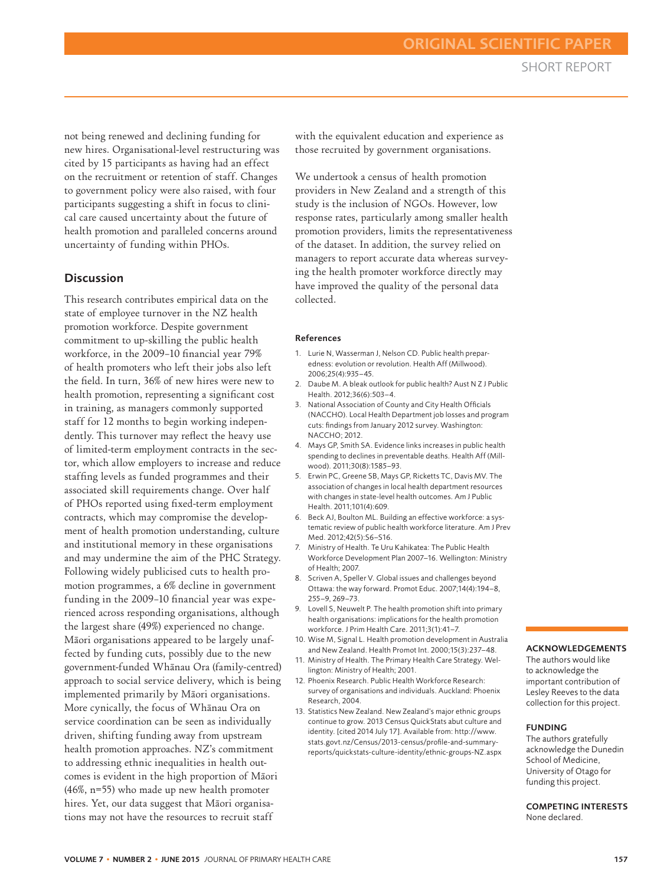not being renewed and declining funding for new hires. Organisational-level restructuring was cited by 15 participants as having had an effect on the recruitment or retention of staff. Changes to government policy were also raised, with four participants suggesting a shift in focus to clinical care caused uncertainty about the future of health promotion and paralleled concerns around uncertainty of funding within PHOs.

## Discussion

This research contributes empirical data on the state of employee turnover in the NZ health promotion workforce. Despite government commitment to up-skilling the public health workforce, in the 2009–10 financial year 79% of health promoters who left their jobs also left the field. In turn, 36% of new hires were new to health promotion, representing a significant cost in training, as managers commonly supported staff for 12 months to begin working independently. This turnover may reflect the heavy use of limited-term employment contracts in the sector, which allow employers to increase and reduce staffing levels as funded programmes and their associated skill requirements change. Over half of PHOs reported using fixed-term employment contracts, which may compromise the development of health promotion understanding, culture and institutional memory in these organisations and may undermine the aim of the PHC Strategy. Following widely publicised cuts to health promotion programmes, a 6% decline in government funding in the 2009–10 financial year was experienced across responding organisations, although the largest share (49%) experienced no change. Māori organisations appeared to be largely unaffected by funding cuts, possibly due to the new government-funded Whānau Ora (family-centred) approach to social service delivery, which is being implemented primarily by Māori organisations. More cynically, the focus of Whānau Ora on service coordination can be seen as individually driven, shifting funding away from upstream health promotion approaches. NZ's commitment to addressing ethnic inequalities in health outcomes is evident in the high proportion of Māori (46%, n=55) who made up new health promoter hires. Yet, our data suggest that Māori organisations may not have the resources to recruit staff with the equivalent education and experience as those recruited by government organisations.

We undertook a census of health promotion providers in New Zealand and a strength of this study is the inclusion of NGOs. However, low response rates, particularly among smaller health promotion providers, limits the representativeness of the dataset. In addition, the survey relied on managers to report accurate data whereas surveying the health promoter workforce directly may have improved the quality of the personal data collected.

#### References

1. Lurie N, Wasserman J, Nelson CD. Public health preparedness: evolution or revolution. Health Aff (Millwood). 2006;25(4):935–45.
2. Daube M. A bleak outlook for public health? Aust N Z J Public Health. 2012;36(6):503–4.
3. National Association of County and City Health Officials (NACCHO). Local Health Department job losses and program cuts: findings from January 2012 survey. Washington: NACCHO; 2012.
4. Mays GP, Smith SA. Evidence links increases in public health spending to declines in preventable deaths. Health Aff (Millwood). 2011;30(8):1585–93.
5. Erwin PC, Greene SB, Mays GP, Ricketts TC, Davis MV. The association of changes in local health department resources with changes in state-level health outcomes. Am J Public Health. 2011;101(4):609.
6. Beck AJ, Boulton ML. Building an effective workforce: a systematic review of public health workforce literature. Am J Prev Med. 2012;42(5):S6–S16.
7. Ministry of Health. Te Uru Kahikatea: The Public Health Workforce Development Plan 2007–16. Wellington: Ministry of Health; 2007.
8. Scriven A, Speller V. Global issues and challenges beyond Ottawa: the way forward. Promot Educ. 2007;14(4):194–8, 255–9, 269–73.
9. Lovell S, Neuwelt P. The health promotion shift into primary health organisations: implications for the health promotion workforce. J Prim Health Care. 2011;3(1):41–7.
10. Wise M, Signal L. Health promotion development in Australia and New Zealand. Health Promot Int. 2000;15(3):237–48.
11. Ministry of Health. The Primary Health Care Strategy. Wellington: Ministry of Health; 2001.
12. Phoenix Research. Public Health Workforce Research: survey of organisations and individuals. Auckland: Phoenix Research, 2004.
13. Statistics New Zealand. New Zealand's major ethnic groups continue to grow. 2013 Census QuickStats abut culture and identity. [cited 2014 July 17]. Available from: http://www.stats.govt.nz/Census/2013-census/profile-and-summary-reports/quickstats-culture-identity/ethnic-groups-NZ.aspx

#### ACKNOWLEDGEMENTS

The authors would like to acknowledge the important contribution of Lesley Reeves to the data collection for this project.

#### FUNDING

The authors gratefully acknowledge the Dunedin School of Medicine, University of Otago for funding this project.

#### COMPETING INTERESTS

None declared.